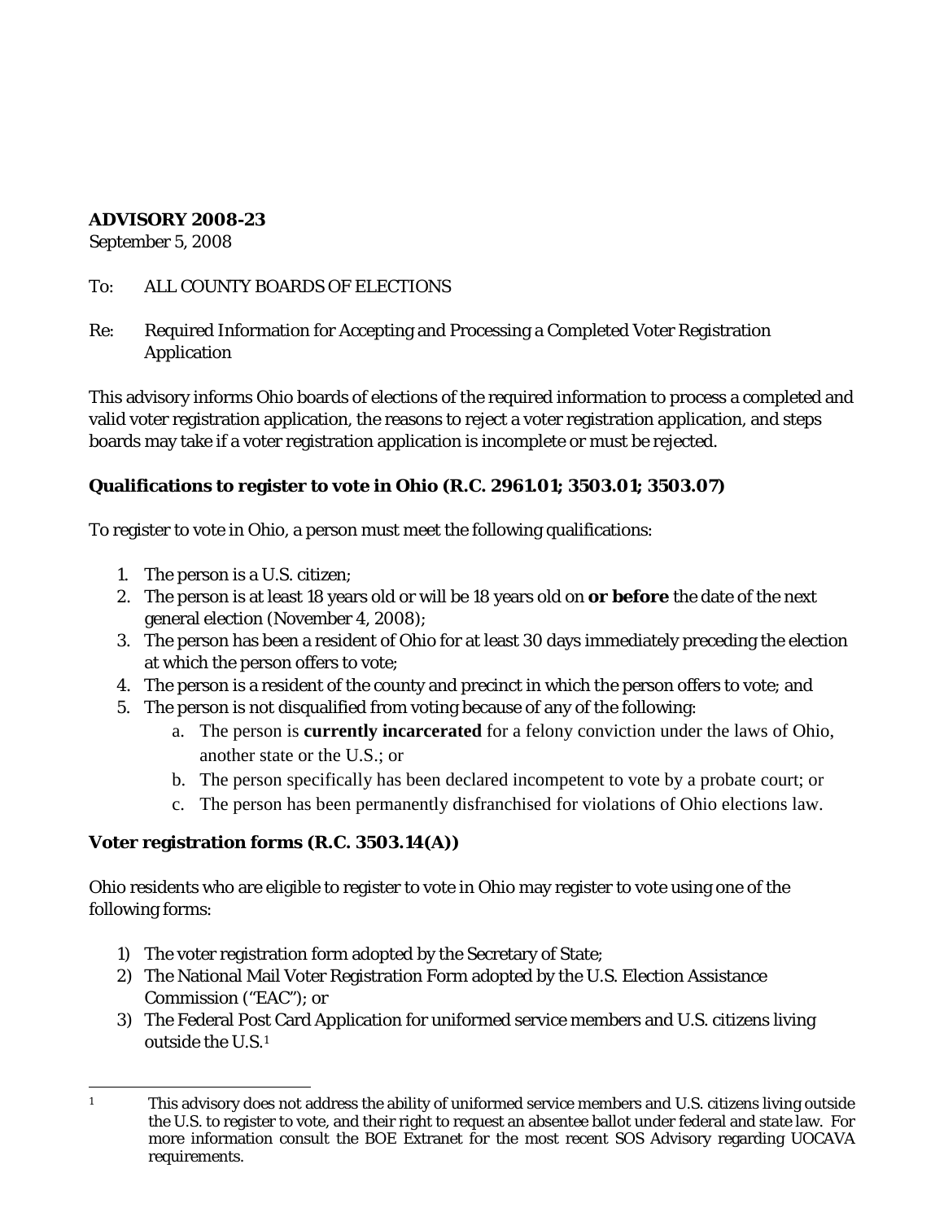**ADVISORY 2008-23**
September 5, 2008

To: ALL COUNTY BOARDS OF ELECTIONS

Re: Required Information for Accepting and Processing a Completed Voter Registration Application

This advisory informs Ohio boards of elections of the required information to process a completed and valid voter registration application, the reasons to reject a voter registration application, and steps boards may take if a voter registration application is incomplete or must be rejected.

**Qualifications to register to vote in Ohio (R.C. 2961.01; 3503.01; 3503.07)**

To register to vote in Ohio, a person must meet the following qualifications:

1. The person is a U.S. citizen;
2. The person is at least 18 years old or will be 18 years old on **or before** the date of the next general election (November 4, 2008);
3. The person has been a resident of Ohio for at least 30 days immediately preceding the election at which the person offers to vote;
4. The person is a resident of the county and precinct in which the person offers to vote; and
5. The person is not disqualified from voting because of any of the following:
    a. The person is **currently incarcerated** for a felony conviction under the laws of Ohio, another state or the U.S.; or
    b. The person specifically has been declared incompetent to vote by a probate court; or
    c. The person has been permanently disfranchised for violations of Ohio elections law.

**Voter registration forms (R.C. 3503.14(A))**

Ohio residents who are eligible to register to vote in Ohio may register to vote using one of the following forms:

1) The voter registration form adopted by the Secretary of State;
2) The National Mail Voter Registration Form adopted by the U.S. Election Assistance Commission ("EAC"); or
3) The Federal Post Card Application for uniformed service members and U.S. citizens living outside the U.S.[1]

[1] This advisory does not address the ability of uniformed service members and U.S. citizens living outside the U.S. to register to vote, and their right to request an absentee ballot under federal and state law. For more information consult the BOE Extranet for the most recent SOS Advisory regarding UOCAVA requirements.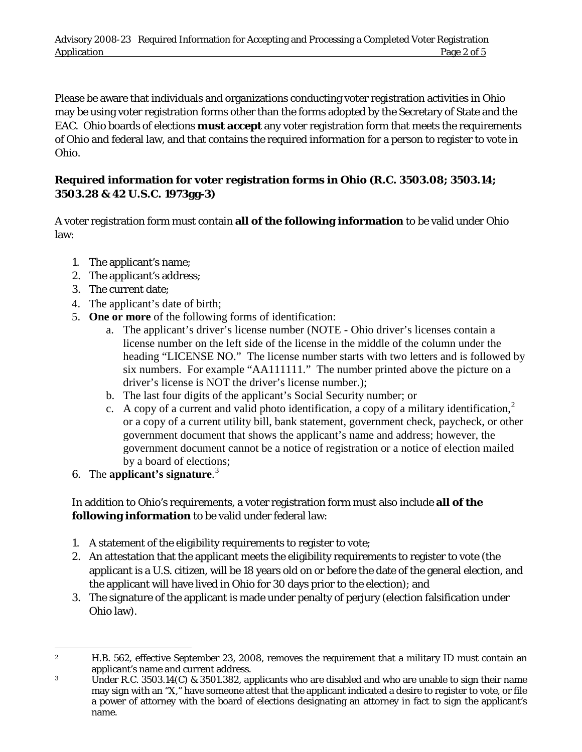Please be aware that individuals and organizations conducting voter registration activities in Ohio may be using voter registration forms other than the forms adopted by the Secretary of State and the EAC. Ohio boards of elections **must accept** any voter registration form that meets the requirements of Ohio and federal law, and that contains the required information for a person to register to vote in Ohio.

**Required information for voter registration forms in Ohio (R.C. 3503.08; 3503.14; 3503.28 & 42 U.S.C. 1973gg-3)**

A voter registration form must contain **all of the following information** to be valid under Ohio law:

1. The applicant's name;
2. The applicant's address;
3. The current date;
4. The applicant's date of birth;
5. **One or more** of the following forms of identification:
   a. The applicant's driver's license number (NOTE - Ohio driver's licenses contain a license number on the left side of the license in the middle of the column under the heading "LICENSE NO." The license number starts with two letters and is followed by six numbers. For example "AA111111." The number printed above the picture on a driver's license is NOT the driver's license number.);
   b. The last four digits of the applicant's Social Security number; or
   c. A copy of a current and valid photo identification, a copy of a military identification,[2] or a copy of a current utility bill, bank statement, government check, paycheck, or other government document that shows the applicant's name and address; however, the government document cannot be a notice of registration or a notice of election mailed by a board of elections;
6. The **applicant's signature**.[3]

In addition to Ohio's requirements, a voter registration form must also include **all of the following information** to be valid under federal law:

1. A statement of the eligibility requirements to register to vote;
2. An attestation that the applicant meets the eligibility requirements to register to vote (the applicant is a U.S. citizen, will be 18 years old on or before the date of the general election, and the applicant will have lived in Ohio for 30 days prior to the election); and
3. The signature of the applicant is made under penalty of perjury (election falsification under Ohio law).

---

[2] H.B. 562, effective September 23, 2008, removes the requirement that a military ID must contain an applicant's name and current address.

[3] Under R.C. 3503.14(C) & 3501.382, applicants who are disabled and who are unable to sign their name may sign with an "X," have someone attest that the applicant indicated a desire to register to vote, or file a power of attorney with the board of elections designating an attorney in fact to sign the applicant's name.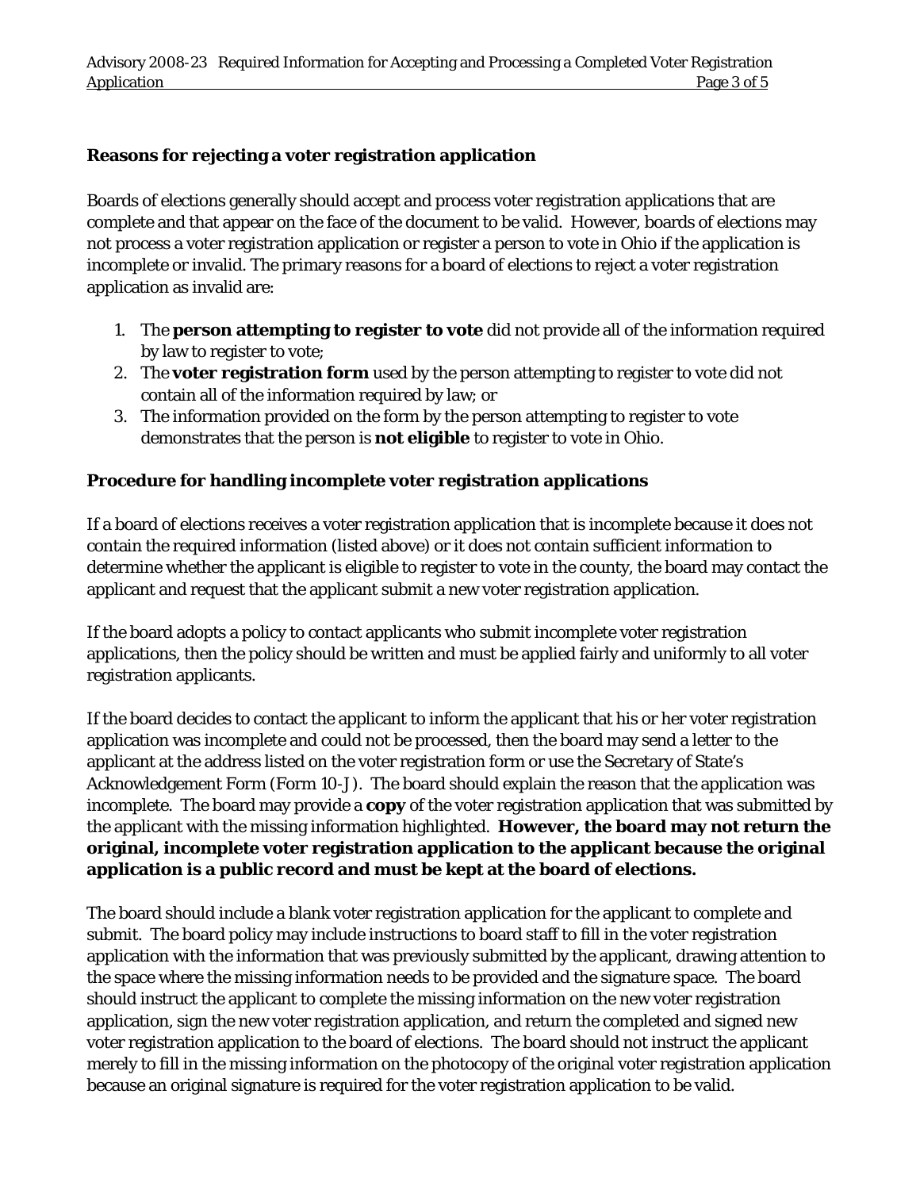### Reasons for rejecting a voter registration application

Boards of elections generally should accept and process voter registration applications that are complete and that appear on the face of the document to be valid. However, boards of elections may not process a voter registration application or register a person to vote in Ohio if the application is incomplete or invalid. The primary reasons for a board of elections to reject a voter registration application as invalid are:

1. The **person attempting to register to vote** did not provide all of the information required by law to register to vote;
2. The **voter registration form** used by the person attempting to register to vote did not contain all of the information required by law; or
3. The information provided on the form by the person attempting to register to vote demonstrates that the person is **not eligible** to register to vote in Ohio.

### Procedure for handling incomplete voter registration applications

If a board of elections receives a voter registration application that is incomplete because it does not contain the required information (listed above) or it does not contain sufficient information to determine whether the applicant is eligible to register to vote in the county, the board may contact the applicant and request that the applicant submit a new voter registration application.

If the board adopts a policy to contact applicants who submit incomplete voter registration applications, then the policy should be written and must be applied fairly and uniformly to all voter registration applicants.

If the board decides to contact the applicant to inform the applicant that his or her voter registration application was incomplete and could not be processed, then the board may send a letter to the applicant at the address listed on the voter registration form or use the Secretary of State's Acknowledgement Form (Form 10-J). The board should explain the reason that the application was incomplete. The board may provide a **copy** of the voter registration application that was submitted by the applicant with the missing information highlighted. **However, the board may not return the original, incomplete voter registration application to the applicant because the original application is a public record and must be kept at the board of elections.**

The board should include a blank voter registration application for the applicant to complete and submit. The board policy may include instructions to board staff to fill in the voter registration application with the information that was previously submitted by the applicant, drawing attention to the space where the missing information needs to be provided and the signature space. The board should instruct the applicant to complete the missing information on the new voter registration application, sign the new voter registration application, and return the completed and signed new voter registration application to the board of elections. The board should not instruct the applicant merely to fill in the missing information on the photocopy of the original voter registration application because an original signature is required for the voter registration application to be valid.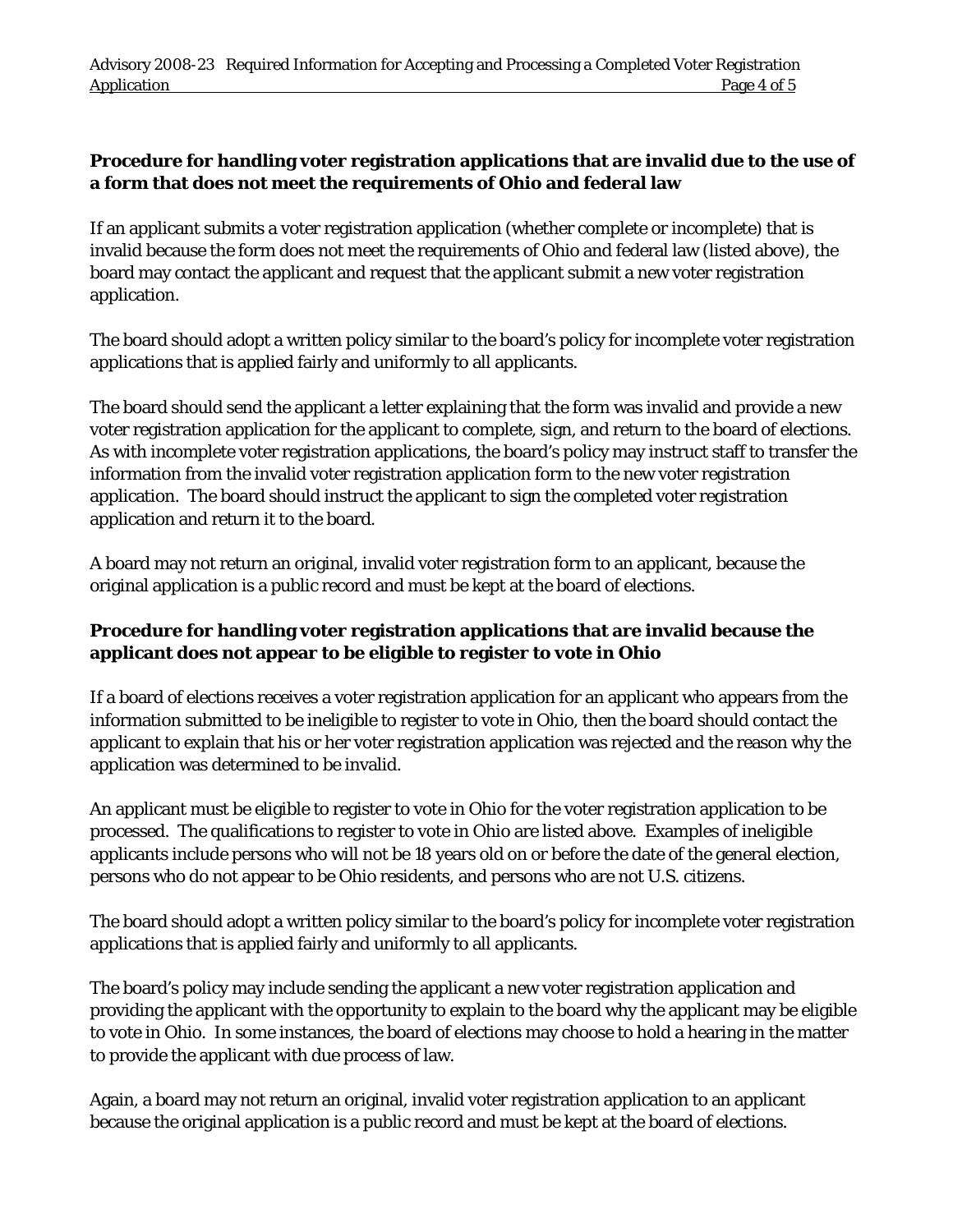**Procedure for handling voter registration applications that are invalid due to the use of a form that does not meet the requirements of Ohio and federal law**

If an applicant submits a voter registration application (whether complete or incomplete) that is invalid because the form does not meet the requirements of Ohio and federal law (listed above), the board may contact the applicant and request that the applicant submit a new voter registration application.

The board should adopt a written policy similar to the board's policy for incomplete voter registration applications that is applied fairly and uniformly to all applicants.

The board should send the applicant a letter explaining that the form was invalid and provide a new voter registration application for the applicant to complete, sign, and return to the board of elections. As with incomplete voter registration applications, the board's policy may instruct staff to transfer the information from the invalid voter registration application form to the new voter registration application. The board should instruct the applicant to sign the completed voter registration application and return it to the board.

A board may not return an original, invalid voter registration form to an applicant, because the original application is a public record and must be kept at the board of elections.

**Procedure for handling voter registration applications that are invalid because the applicant does not appear to be eligible to register to vote in Ohio**

If a board of elections receives a voter registration application for an applicant who appears from the information submitted to be ineligible to register to vote in Ohio, then the board should contact the applicant to explain that his or her voter registration application was rejected and the reason why the application was determined to be invalid.

An applicant must be eligible to register to vote in Ohio for the voter registration application to be processed. The qualifications to register to vote in Ohio are listed above. Examples of ineligible applicants include persons who will not be 18 years old on or before the date of the general election, persons who do not appear to be Ohio residents, and persons who are not U.S. citizens.

The board should adopt a written policy similar to the board's policy for incomplete voter registration applications that is applied fairly and uniformly to all applicants.

The board's policy may include sending the applicant a new voter registration application and providing the applicant with the opportunity to explain to the board why the applicant may be eligible to vote in Ohio. In some instances, the board of elections may choose to hold a hearing in the matter to provide the applicant with due process of law.

Again, a board may not return an original, invalid voter registration application to an applicant because the original application is a public record and must be kept at the board of elections.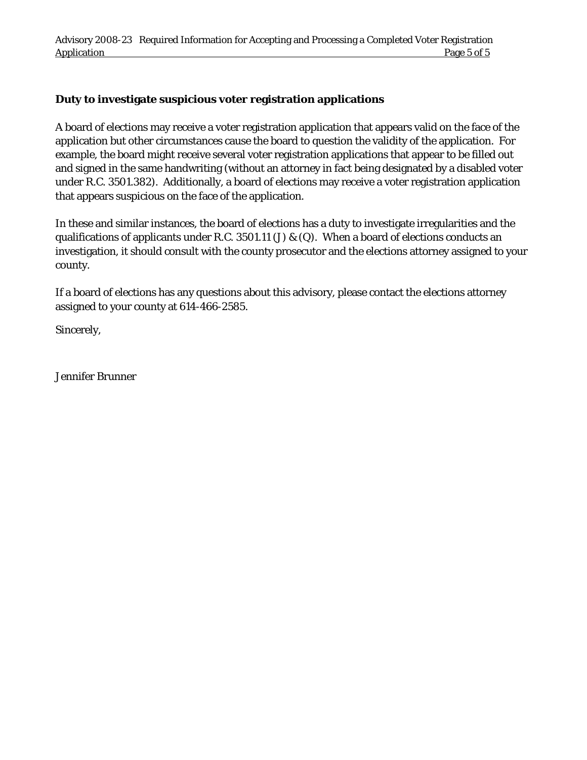**Duty to investigate suspicious voter registration applications**

A board of elections may receive a voter registration application that appears valid on the face of the application but other circumstances cause the board to question the validity of the application. For example, the board might receive several voter registration applications that appear to be filled out and signed in the same handwriting (without an attorney in fact being designated by a disabled voter under R.C. 3501.382). Additionally, a board of elections may receive a voter registration application that appears suspicious on the face of the application.

In these and similar instances, the board of elections has a duty to investigate irregularities and the qualifications of applicants under R.C. 3501.11 (J) & (Q). When a board of elections conducts an investigation, it should consult with the county prosecutor and the elections attorney assigned to your county.

If a board of elections has any questions about this advisory, please contact the elections attorney assigned to your county at 614-466-2585.

Sincerely,

Jennifer Brunner